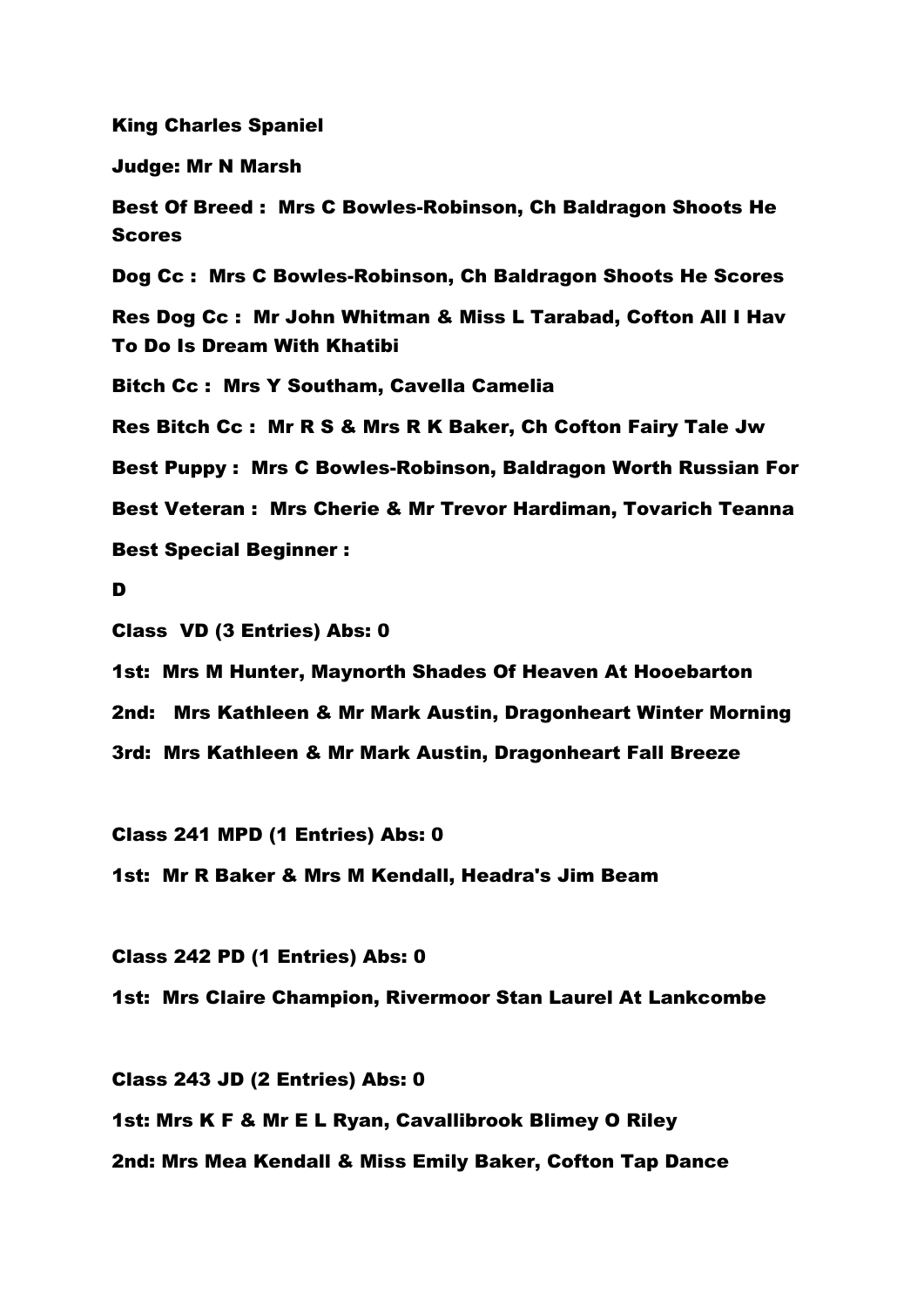**King Charles Spaniel**

**Judge: Mr N Marsh**

**Best Of Breed : Mrs C Bowles-Robinson, Ch Baldragon Shoots He Scores**

**Dog Cc : Mrs C Bowles-Robinson, Ch Baldragon Shoots He Scores**

**Res Dog Cc : Mr John Whitman & Miss L Tarabad, Cofton All I Hav To Do Is Dream With Khatibi**

**Bitch Cc : Mrs Y Southam, Cavella Camelia**

**Res Bitch Cc : Mr R S & Mrs R K Baker, Ch Cofton Fairy Tale Jw**

**Best Puppy : Mrs C Bowles-Robinson, Baldragon Worth Russian For**

**Best Veteran : Mrs Cherie & Mr Trevor Hardiman, Tovarich Teanna**

**Best Special Beginner :**

**D**

**Class VD (3 Entries) Abs: 0**

**1st: Mrs M Hunter, Maynorth Shades Of Heaven At Hooebarton**

**2nd: Mrs Kathleen & Mr Mark Austin, Dragonheart Winter Morning**

**3rd: Mrs Kathleen & Mr Mark Austin, Dragonheart Fall Breeze**

**Class 241 MPD (1 Entries) Abs: 0**

**1st: Mr R Baker & Mrs M Kendall, Headra's Jim Beam**

**Class 242 PD (1 Entries) Abs: 0**

**1st: Mrs Claire Champion, Rivermoor Stan Laurel At Lankcombe**

**Class 243 JD (2 Entries) Abs: 0**

**1st: Mrs K F & Mr E L Ryan, Cavallibrook Blimey O Riley**

**2nd: Mrs Mea Kendall & Miss Emily Baker, Cofton Tap Dance**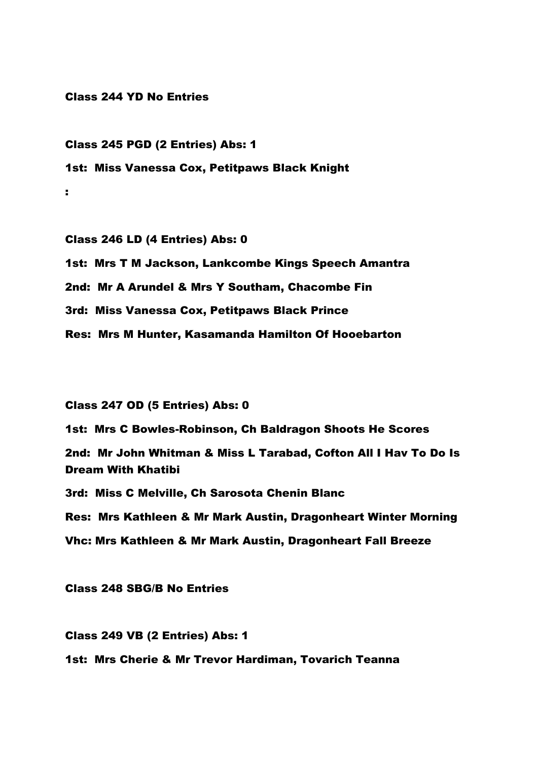**Class 244 YD No Entries**

**Class 245 PGD (2 Entries) Abs: 1**

**1st: Miss Vanessa Cox, Petitpaws Black Knight**

**:**

**Class 246 LD (4 Entries) Abs: 0**

**1st: Mrs T M Jackson, Lankcombe Kings Speech Amantra**

**2nd: Mr A Arundel & Mrs Y Southam, Chacombe Fin**

**3rd: Miss Vanessa Cox, Petitpaws Black Prince**

**Res: Mrs M Hunter, Kasamanda Hamilton Of Hooebarton**

**Class 247 OD (5 Entries) Abs: 0**

**1st: Mrs C Bowles-Robinson, Ch Baldragon Shoots He Scores**

**2nd: Mr John Whitman & Miss L Tarabad, Cofton All I Hav To Do Is Dream With Khatibi**

**3rd: Miss C Melville, Ch Sarosota Chenin Blanc**

**Res: Mrs Kathleen & Mr Mark Austin, Dragonheart Winter Morning**

**Vhc: Mrs Kathleen & Mr Mark Austin, Dragonheart Fall Breeze**

**Class 248 SBG/B No Entries**

**Class 249 VB (2 Entries) Abs: 1**

**1st: Mrs Cherie & Mr Trevor Hardiman, Tovarich Teanna**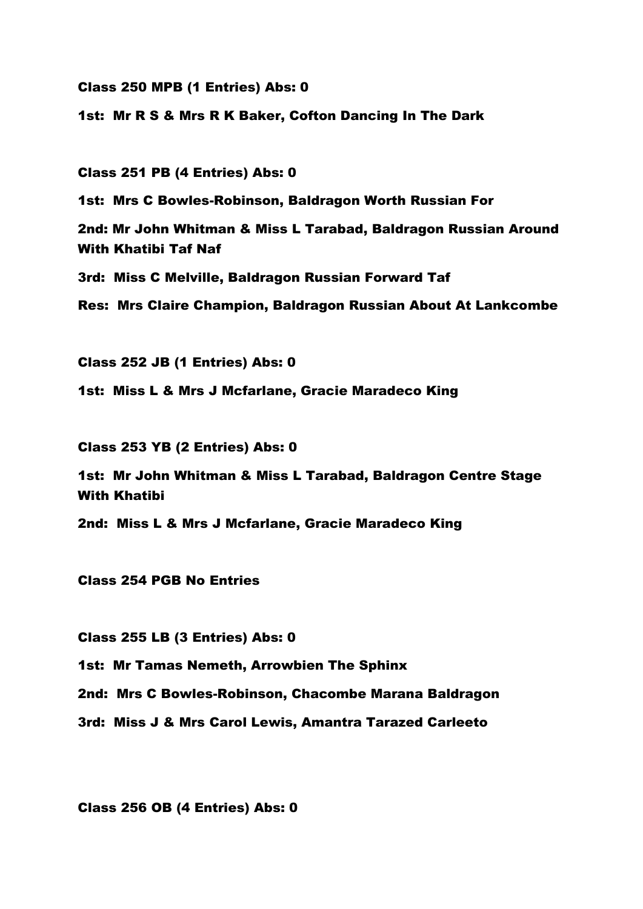**Class 250 MPB (1 Entries) Abs: 0**

**1st: Mr R S & Mrs R K Baker, Cofton Dancing In The Dark**

**Class 251 PB (4 Entries) Abs: 0**

**1st: Mrs C Bowles-Robinson, Baldragon Worth Russian For**

**2nd: Mr John Whitman & Miss L Tarabad, Baldragon Russian Around With Khatibi Taf Naf**

**3rd: Miss C Melville, Baldragon Russian Forward Taf**

**Res: Mrs Claire Champion, Baldragon Russian About At Lankcombe**

**Class 252 JB (1 Entries) Abs: 0**

**1st: Miss L & Mrs J Mcfarlane, Gracie Maradeco King**

**Class 253 YB (2 Entries) Abs: 0**

**1st: Mr John Whitman & Miss L Tarabad, Baldragon Centre Stage With Khatibi**

**2nd: Miss L & Mrs J Mcfarlane, Gracie Maradeco King**

**Class 254 PGB No Entries**

**Class 255 LB (3 Entries) Abs: 0**

**1st: Mr Tamas Nemeth, Arrowbien The Sphinx**

**2nd: Mrs C Bowles-Robinson, Chacombe Marana Baldragon**

**3rd: Miss J & Mrs Carol Lewis, Amantra Tarazed Carleeto**

**Class 256 OB (4 Entries) Abs: 0**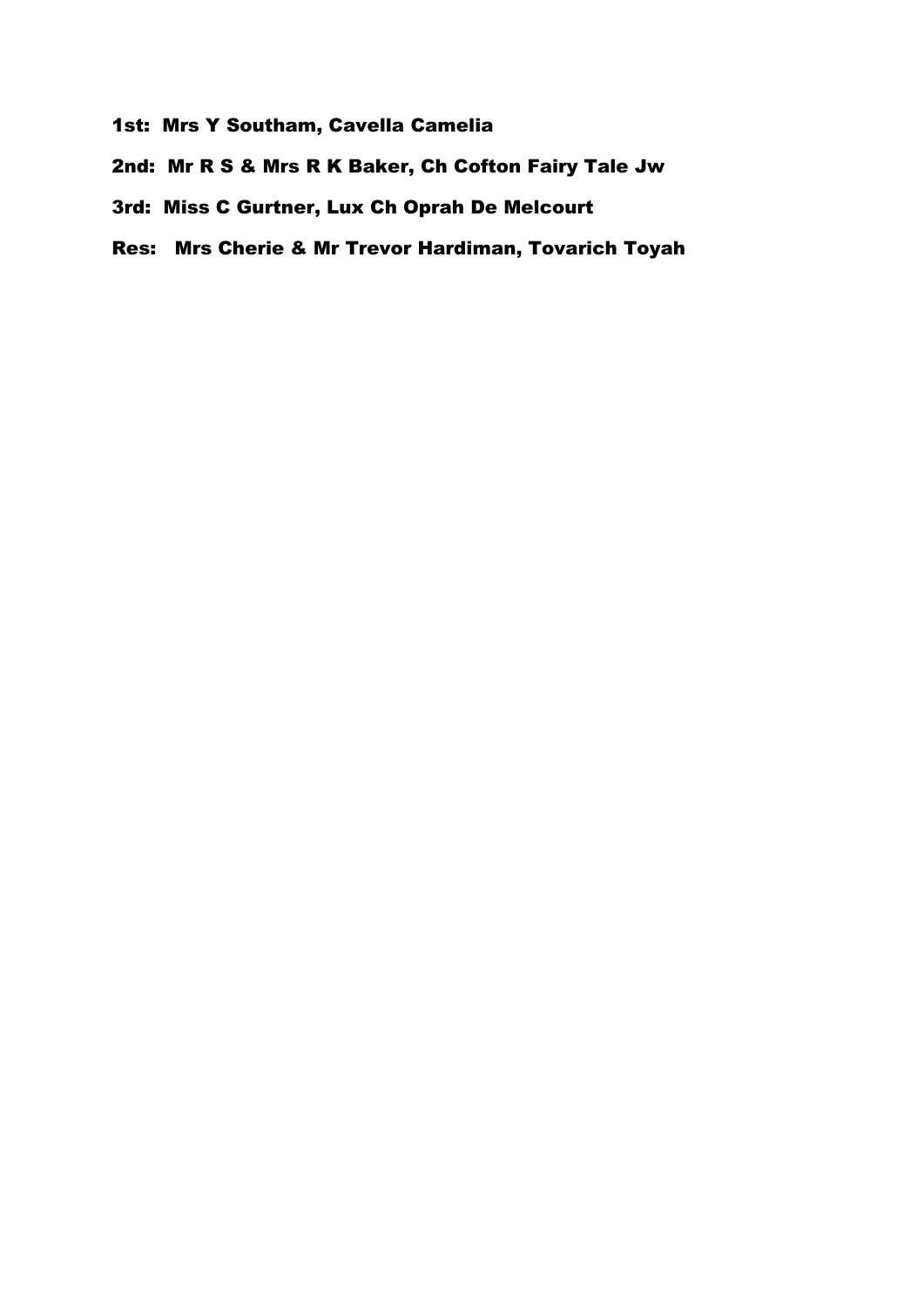**1st: Mrs Y Southam, Cavella Camelia**

**2nd: Mr R S & Mrs R K Baker, Ch Cofton Fairy Tale Jw**

**3rd: Miss C Gurtner, Lux Ch Oprah De Melcourt**

**Res: Mrs Cherie & Mr Trevor Hardiman, Tovarich Toyah**